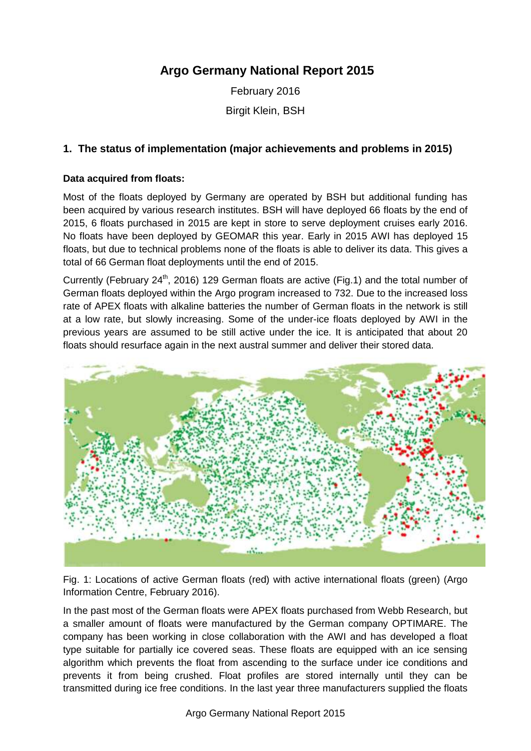# Argo Germany National Report 2015

February 2016

Birgit Klein, BSH

## 1. The status of implementation (major achievements and problems in 2015)

**Data acquired from floats:**

Most of the floats deployed by Germany are operated by BSH but additional funding has been acquired by various research institutes. BSH will have deployed 66 floats by the end of 2015, 6 floats purchased in 2015 are kept in store to serve deployment cruises early 2016. No floats have been deployed by GEOMAR this year. Early in 2015 AWI has deployed 15 floats, but due to technical problems none of the floats is able to deliver its data. This gives a total of 66 German float deployments until the end of 2015.

Currently (February 24th, 2016) 129 German floats are active (Fig.1) and the total number of German floats deployed within the Argo program increased to 732. Due to the increased loss rate of APEX floats with alkaline batteries the number of German floats in the network is still at a low rate, but slowly increasing. Some of the under-ice floats deployed by AWI in the previous years are assumed to be still active under the ice. It is anticipated that about 20 floats should resurface again in the next austral summer and deliver their stored data.

Fig. 1: Locations of active German floats (red) with active international floats (green) (Argo Information Centre, February 2016).

In the past most of the German floats were APEX floats purchased from Webb Research, but a smaller amount of floats were manufactured by the German company OPTIMARE. The company has been working in close collaboration with the AWI and has developed a float type suitable for partially ice covered seas. These floats are equipped with an ice sensing algorithm which prevents the float from ascending to the surface under ice conditions and prevents it from being crushed. Float profiles are stored internally until they can be transmitted during ice free conditions. In the last year three manufacturers supplied the floats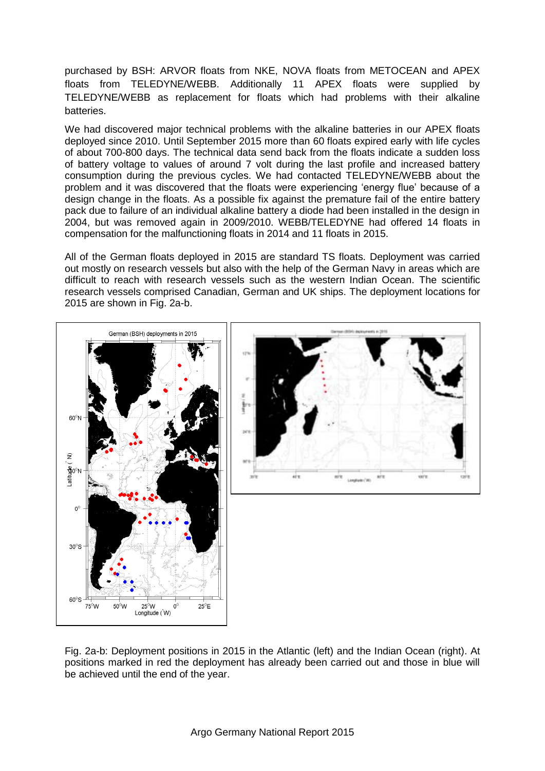purchased by BSH: ARVOR floats from NKE, NOVA floats from METOCEAN and APEX floats from TELEDYNE/WEBB. Additionally 11 APEX floats were supplied by TELEDYNE/WEBB as replacement for floats which had problems with their alkaline batteries.

We had discovered major technical problems with the alkaline batteries in our APEX floats deployed since 2010. Until September 2015 more than 60 floats expired early with life cycles of about 700-800 days. The technical data send back from the floats indicate a sudden loss of battery voltage to values of around 7 volt during the last profile and increased battery consumption during the previous cycles. We had contacted TELEDYNE/WEBB about the problem and it was discovered that the floats were experiencing 'energy flue' because of a design change in the floats. As a possible fix against the premature fail of the entire battery pack due to failure of an individual alkaline battery a diode had been installed in the design in 2004, but was removed again in 2009/2010. WEBB/TELEDYNE had offered 14 floats in compensation for the malfunctioning floats in 2014 and 11 floats in 2015.

All of the German floats deployed in 2015 are standard TS floats. Deployment was carried out mostly on research vessels but also with the help of the German Navy in areas which are difficult to reach with research vessels such as the western Indian Ocean. The scientific research vessels comprised Canadian, German and UK ships. The deployment locations for 2015 are shown in Fig. 2a-b.

Fig. 2a-b: Deployment positions in 2015 in the Atlantic (left) and the Indian Ocean (right). At positions marked in red the deployment has already been carried out and those in blue will be achieved until the end of the year.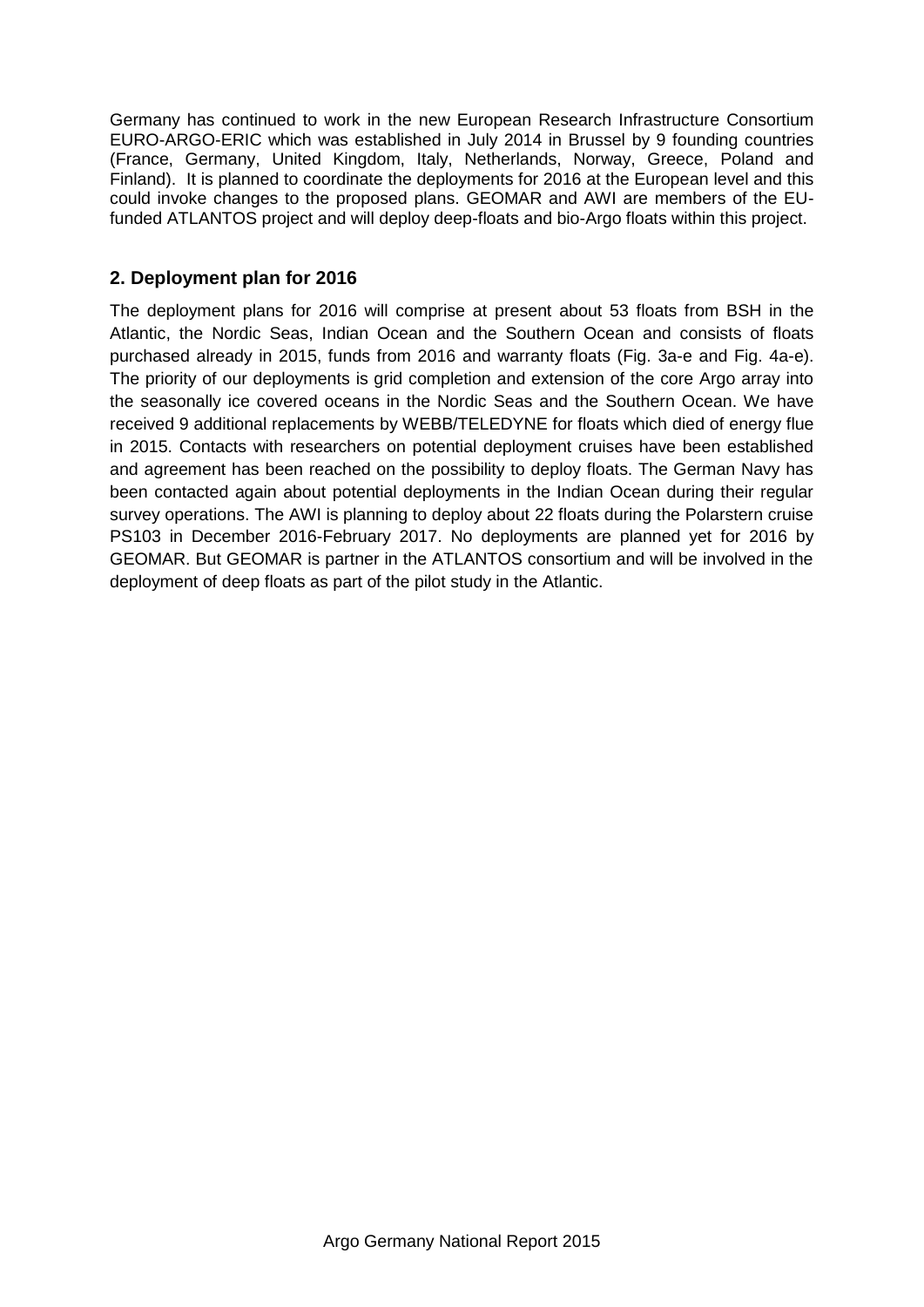Germany has continued to work in the new European Research Infrastructure Consortium EURO-ARGO-ERIC which was established in July 2014 in Brussel by 9 founding countries (France, Germany, United Kingdom, Italy, Netherlands, Norway, Greece, Poland and Finland). It is planned to coordinate the deployments for 2016 at the European level and this could invoke changes to the proposed plans. GEOMAR and AWI are members of the EU-funded ATLANTOS project and will deploy deep-floats and bio-Argo floats within this project.

## 2. Deployment plan for 2016

The deployment plans for 2016 will comprise at present about 53 floats from BSH in the Atlantic, the Nordic Seas, Indian Ocean and the Southern Ocean and consists of floats purchased already in 2015, funds from 2016 and warranty floats (Fig. 3a-e and Fig. 4a-e). The priority of our deployments is grid completion and extension of the core Argo array into the seasonally ice covered oceans in the Nordic Seas and the Southern Ocean. We have received 9 additional replacements by WEBB/TELEDYNE for floats which died of energy flue in 2015. Contacts with researchers on potential deployment cruises have been established and agreement has been reached on the possibility to deploy floats. The German Navy has been contacted again about potential deployments in the Indian Ocean during their regular survey operations. The AWI is planning to deploy about 22 floats during the Polarstern cruise PS103 in December 2016-February 2017. No deployments are planned yet for 2016 by GEOMAR. But GEOMAR is partner in the ATLANTOS consortium and will be involved in the deployment of deep floats as part of the pilot study in the Atlantic.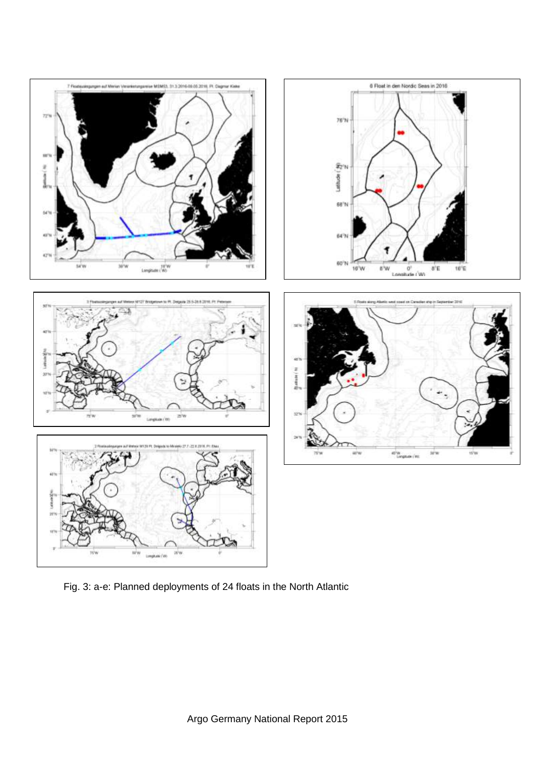Fig. 3: a-e: Planned deployments of 24 floats in the North Atlantic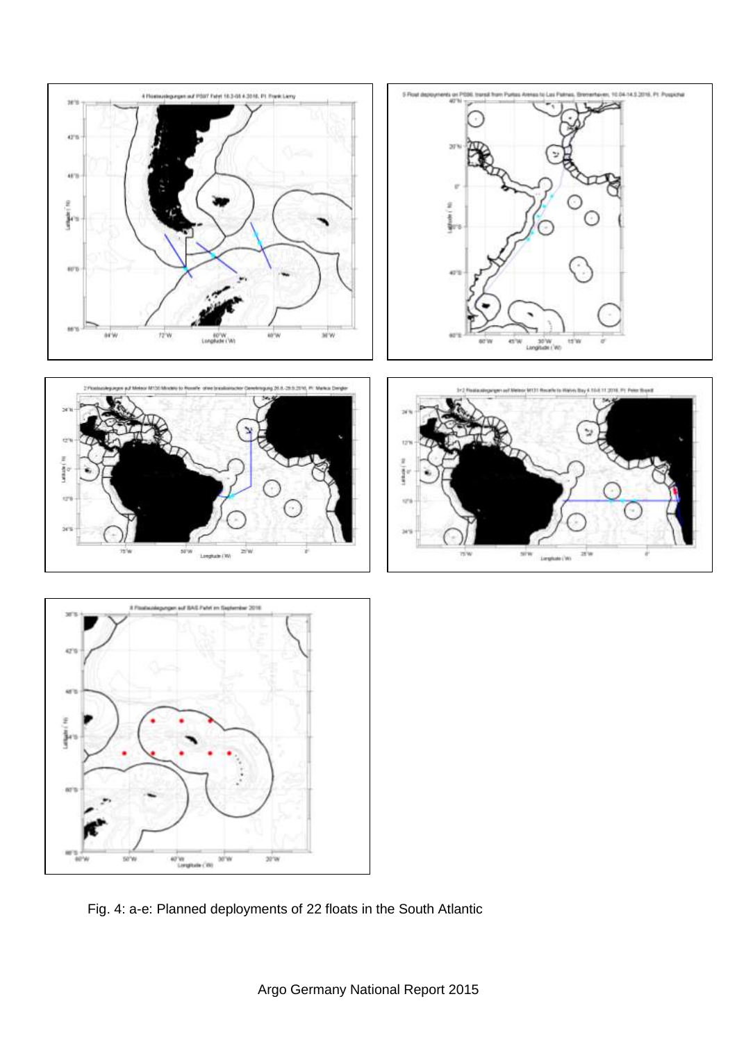Fig. 4: a-e: Planned deployments of 22 floats in the South Atlantic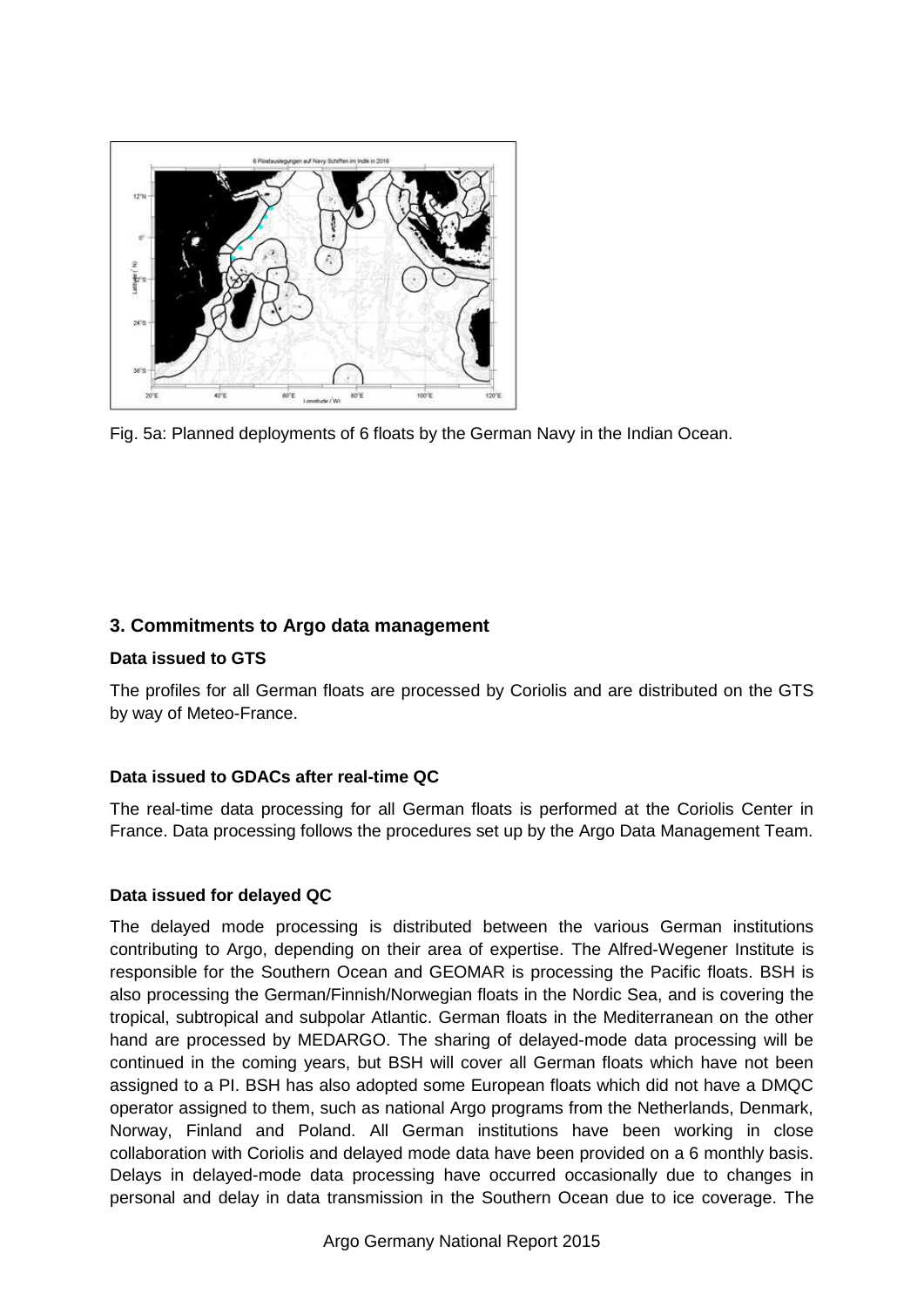Fig. 5a: Planned deployments of 6 floats by the German Navy in the Indian Ocean.

## 3. Commitments to Argo data management

### Data issued to GTS

The profiles for all German floats are processed by Coriolis and are distributed on the GTS by way of Meteo-France.

### Data issued to GDACs after real-time QC

The real-time data processing for all German floats is performed at the Coriolis Center in France. Data processing follows the procedures set up by the Argo Data Management Team.

### Data issued for delayed QC

The delayed mode processing is distributed between the various German institutions contributing to Argo, depending on their area of expertise. The Alfred-Wegener Institute is responsible for the Southern Ocean and GEOMAR is processing the Pacific floats. BSH is also processing the German/Finnish/Norwegian floats in the Nordic Sea, and is covering the tropical, subtropical and subpolar Atlantic. German floats in the Mediterranean on the other hand are processed by MEDARGO. The sharing of delayed-mode data processing will be continued in the coming years, but BSH will cover all German floats which have not been assigned to a PI. BSH has also adopted some European floats which did not have a DMQC operator assigned to them, such as national Argo programs from the Netherlands, Denmark, Norway, Finland and Poland. All German institutions have been working in close collaboration with Coriolis and delayed mode data have been provided on a 6 monthly basis. Delays in delayed-mode data processing have occurred occasionally due to changes in personal and delay in data transmission in the Southern Ocean due to ice coverage. The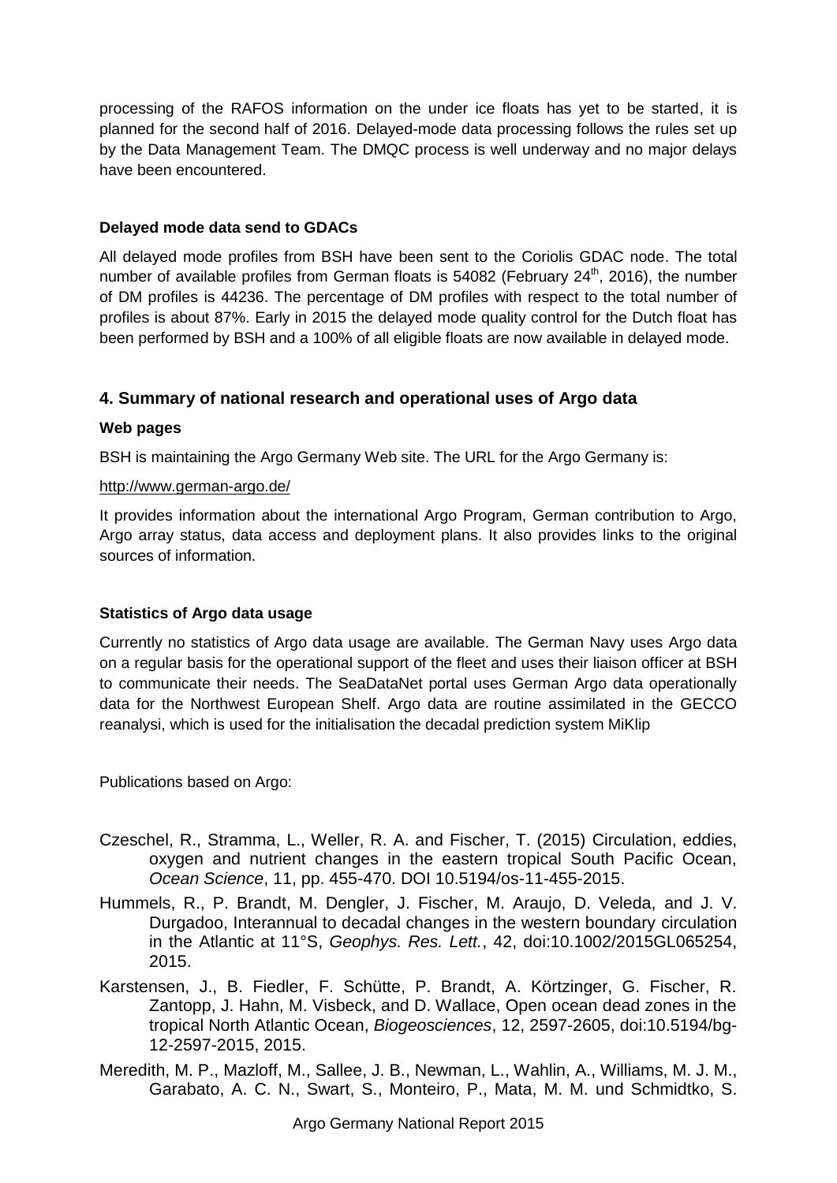processing of the RAFOS information on the under ice floats has yet to be started, it is planned for the second half of 2016. Delayed-mode data processing follows the rules set up by the Data Management Team. The DMQC process is well underway and no major delays have been encountered.

**Delayed mode data send to GDACs**

All delayed mode profiles from BSH have been sent to the Coriolis GDAC node. The total number of available profiles from German floats is 54082 (February 24th, 2016), the number of DM profiles is 44236. The percentage of DM profiles with respect to the total number of profiles is about 87%. Early in 2015 the delayed mode quality control for the Dutch float has been performed by BSH and a 100% of all eligible floats are now available in delayed mode.

## 4. Summary of national research and operational uses of Argo data

**Web pages**

BSH is maintaining the Argo Germany Web site. The URL for the Argo Germany is:

http://www.german-argo.de/

It provides information about the international Argo Program, German contribution to Argo, Argo array status, data access and deployment plans. It also provides links to the original sources of information.

**Statistics of Argo data usage**

Currently no statistics of Argo data usage are available. The German Navy uses Argo data on a regular basis for the operational support of the fleet and uses their liaison officer at BSH to communicate their needs. The SeaDataNet portal uses German Argo data operationally data for the Northwest European Shelf. Argo data are routine assimilated in the GECCO reanalysi, which is used for the initialisation the decadal prediction system MiKlip

Publications based on Argo:

Czeschel, R., Stramma, L., Weller, R. A. and Fischer, T. (2015) Circulation, eddies, oxygen and nutrient changes in the eastern tropical South Pacific Ocean, *Ocean Science*, 11, pp. 455-470. DOI 10.5194/os-11-455-2015.

Hummels, R., P. Brandt, M. Dengler, J. Fischer, M. Araujo, D. Veleda, and J. V. Durgadoo, Interannual to decadal changes in the western boundary circulation in the Atlantic at 11°S, *Geophys. Res. Lett.*, 42, doi:10.1002/2015GL065254, 2015.

Karstensen, J., B. Fiedler, F. Schütte, P. Brandt, A. Körtzinger, G. Fischer, R. Zantopp, J. Hahn, M. Visbeck, and D. Wallace, Open ocean dead zones in the tropical North Atlantic Ocean, *Biogeosciences*, 12, 2597-2605, doi:10.5194/bg-12-2597-2015, 2015.

Meredith, M. P., Mazloff, M., Sallee, J. B., Newman, L., Wahlin, A., Williams, M. J. M., Garabato, A. C. N., Swart, S., Monteiro, P., Mata, M. M. und Schmidtko, S.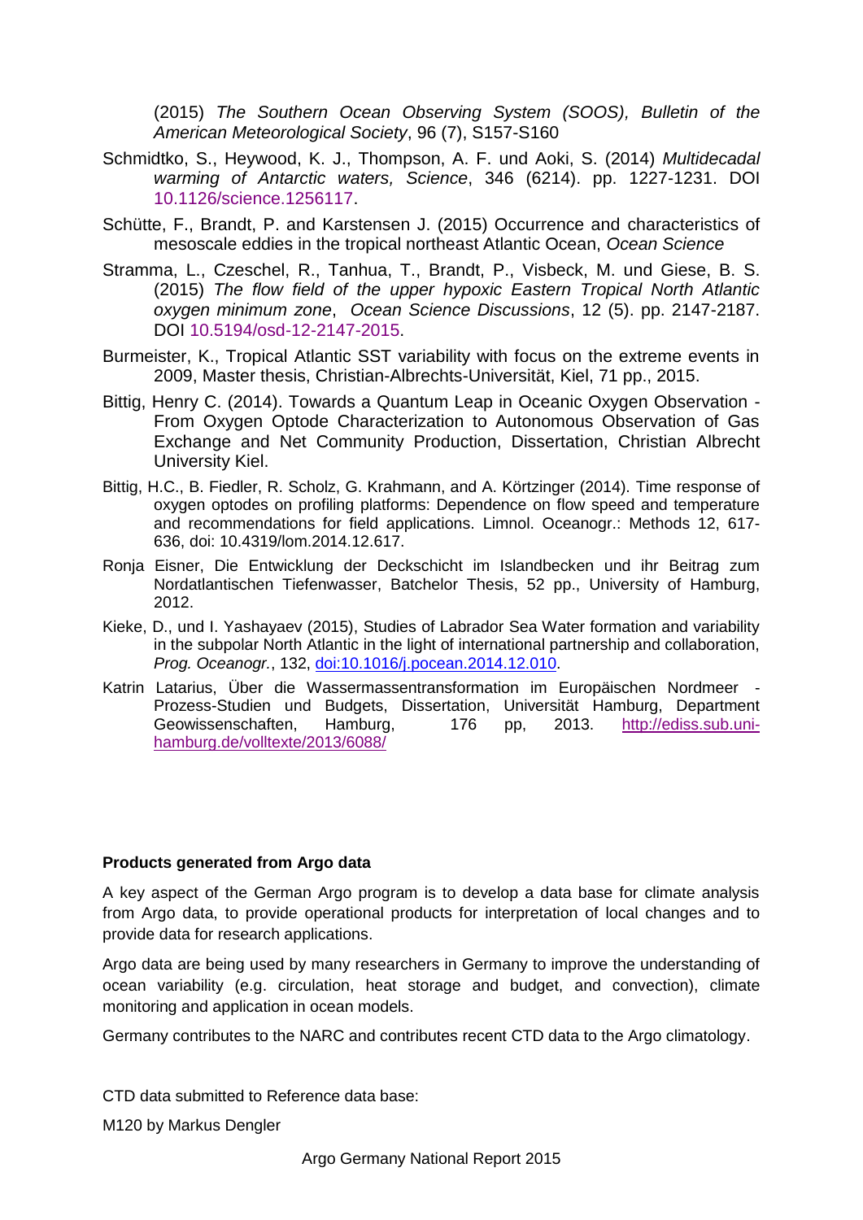(2015) *The Southern Ocean Observing System (SOOS), Bulletin of the American Meteorological Society*, 96 (7), S157-S160

Schmidtko, S., Heywood, K. J., Thompson, A. F. und Aoki, S. (2014) *Multidecadal warming of Antarctic waters, Science*, 346 (6214). pp. 1227-1231. DOI 10.1126/science.1256117.

Schütte, F., Brandt, P. and Karstensen J. (2015) Occurrence and characteristics of mesoscale eddies in the tropical northeast Atlantic Ocean, *Ocean Science*

Stramma, L., Czeschel, R., Tanhua, T., Brandt, P., Visbeck, M. und Giese, B. S. (2015) *The flow field of the upper hypoxic Eastern Tropical North Atlantic oxygen minimum zone*, *Ocean Science Discussions*, 12 (5). pp. 2147-2187. DOI 10.5194/osd-12-2147-2015.

Burmeister, K., Tropical Atlantic SST variability with focus on the extreme events in 2009, Master thesis, Christian-Albrechts-Universität, Kiel, 71 pp., 2015.

Bittig, Henry C. (2014). Towards a Quantum Leap in Oceanic Oxygen Observation - From Oxygen Optode Characterization to Autonomous Observation of Gas Exchange and Net Community Production, Dissertation, Christian Albrecht University Kiel.

Bittig, H.C., B. Fiedler, R. Scholz, G. Krahmann, and A. Körtzinger (2014). Time response of oxygen optodes on profiling platforms: Dependence on flow speed and temperature and recommendations for field applications. Limnol. Oceanogr.: Methods 12, 617-636, doi: 10.4319/lom.2014.12.617.

Ronja Eisner, Die Entwicklung der Deckschicht im Islandbecken und ihr Beitrag zum Nordatlantischen Tiefenwasser, Batchelor Thesis, 52 pp., University of Hamburg, 2012.

Kieke, D., und I. Yashayaev (2015), Studies of Labrador Sea Water formation and variability in the subpolar North Atlantic in the light of international partnership and collaboration, *Prog. Oceanogr.*, 132, doi:10.1016/j.pocean.2014.12.010.

Katrin Latarius, Über die Wassermassentransformation im Europäischen Nordmeer - Prozess-Studien und Budgets, Dissertation, Universität Hamburg, Department Geowissenschaften, Hamburg, 176 pp, 2013. http://ediss.sub.uni-hamburg.de/volltexte/2013/6088/

**Products generated from Argo data**

A key aspect of the German Argo program is to develop a data base for climate analysis from Argo data, to provide operational products for interpretation of local changes and to provide data for research applications.

Argo data are being used by many researchers in Germany to improve the understanding of ocean variability (e.g. circulation, heat storage and budget, and convection), climate monitoring and application in ocean models.

Germany contributes to the NARC and contributes recent CTD data to the Argo climatology.

CTD data submitted to Reference data base:

M120 by Markus Dengler